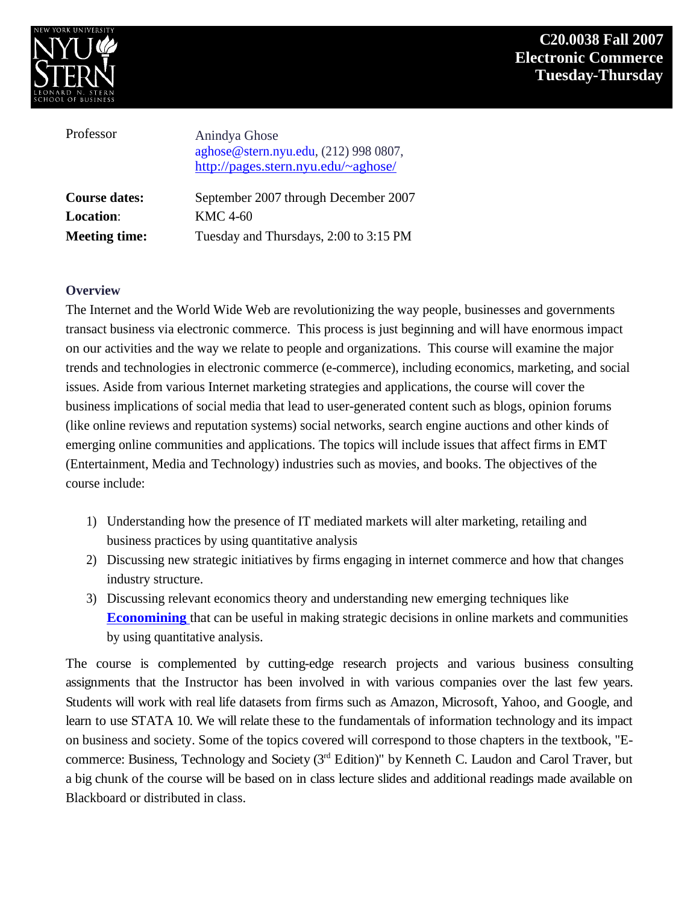# C20.0038 Fall 2007
# Electronic Commerce
# Tuesday-Thursday

| | |
|---|---|
| Professor | Anindya Ghose<br>aghose@stern.nyu.edu, (212) 998 0807,<br>http://pages.stern.nyu.edu/~aghose/ |
| **Course dates:** | September 2007 through December 2007 |
| **Location**: | KMC 4-60 |
| **Meeting time:** | Tuesday and Thursdays, 2:00 to 3:15 PM |

## Overview

The Internet and the World Wide Web are revolutionizing the way people, businesses and governments transact business via electronic commerce. This process is just beginning and will have enormous impact on our activities and the way we relate to people and organizations. This course will examine the major trends and technologies in electronic commerce (e-commerce), including economics, marketing, and social issues. Aside from various Internet marketing strategies and applications, the course will cover the business implications of social media that lead to user-generated content such as blogs, opinion forums (like online reviews and reputation systems) social networks, search engine auctions and other kinds of emerging online communities and applications. The topics will include issues that affect firms in EMT (Entertainment, Media and Technology) industries such as movies, and books. The objectives of the course include:

1) Understanding how the presence of IT mediated markets will alter marketing, retailing and business practices by using quantitative analysis
2) Discussing new strategic initiatives by firms engaging in internet commerce and how that changes industry structure.
3) Discussing relevant economics theory and understanding new emerging techniques like **Economining** that can be useful in making strategic decisions in online markets and communities by using quantitative analysis.

The course is complemented by cutting-edge research projects and various business consulting assignments that the Instructor has been involved in with various companies over the last few years. Students will work with real life datasets from firms such as Amazon, Microsoft, Yahoo, and Google, and learn to use STATA 10. We will relate these to the fundamentals of information technology and its impact on business and society. Some of the topics covered will correspond to those chapters in the textbook, "E-commerce: Business, Technology and Society (3rd Edition)" by Kenneth C. Laudon and Carol Traver, but a big chunk of the course will be based on in class lecture slides and additional readings made available on Blackboard or distributed in class.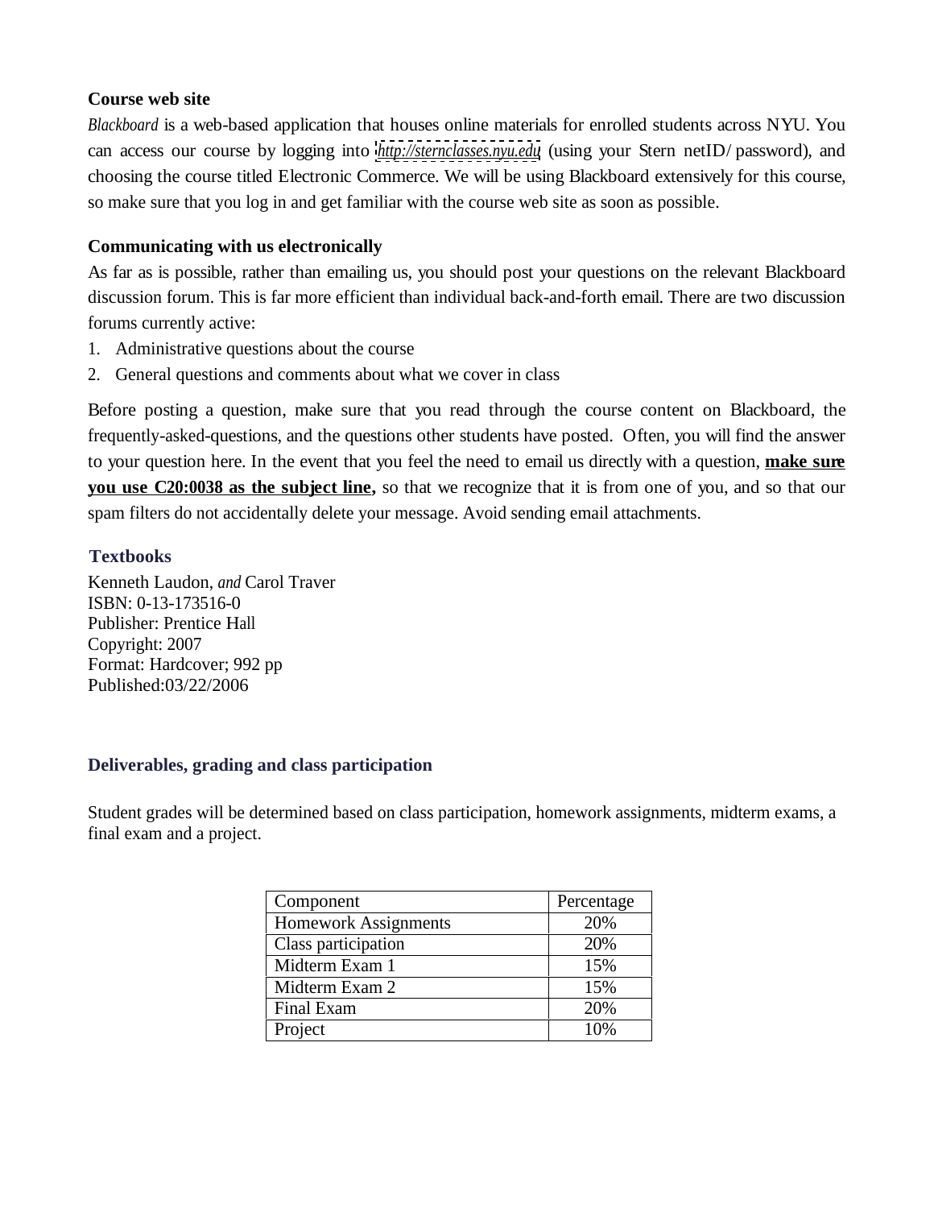**Course web site**

*Blackboard* is a web-based application that houses online materials for enrolled students across NYU. You can access our course by logging into *http://sternclasses.nyu.edu* (using your Stern netID/ password), and choosing the course titled Electronic Commerce. We will be using Blackboard extensively for this course, so make sure that you log in and get familiar with the course web site as soon as possible.

**Communicating with us electronically**

As far as is possible, rather than emailing us, you should post your questions on the relevant Blackboard discussion forum. This is far more efficient than individual back-and-forth email. There are two discussion forums currently active:

1. Administrative questions about the course
2. General questions and comments about what we cover in class

Before posting a question, make sure that you read through the course content on Blackboard, the frequently-asked-questions, and the questions other students have posted. Often, you will find the answer to your question here. In the event that you feel the need to email us directly with a question, **make sure you use C20:0038 as the subject line,** so that we recognize that it is from one of you, and so that our spam filters do not accidentally delete your message. Avoid sending email attachments.

**Textbooks**

Kenneth Laudon, *and* Carol Traver
ISBN: 0-13-173516-0
Publisher: Prentice Hall
Copyright: 2007
Format: Hardcover; 992 pp
Published:03/22/2006

**Deliverables, grading and class participation**

Student grades will be determined based on class participation, homework assignments, midterm exams, a final exam and a project.

| Component | Percentage |
|---|---|
| Homework Assignments | 20% |
| Class participation | 20% |
| Midterm Exam 1 | 15% |
| Midterm Exam 2 | 15% |
| Final Exam | 20% |
| Project | 10% |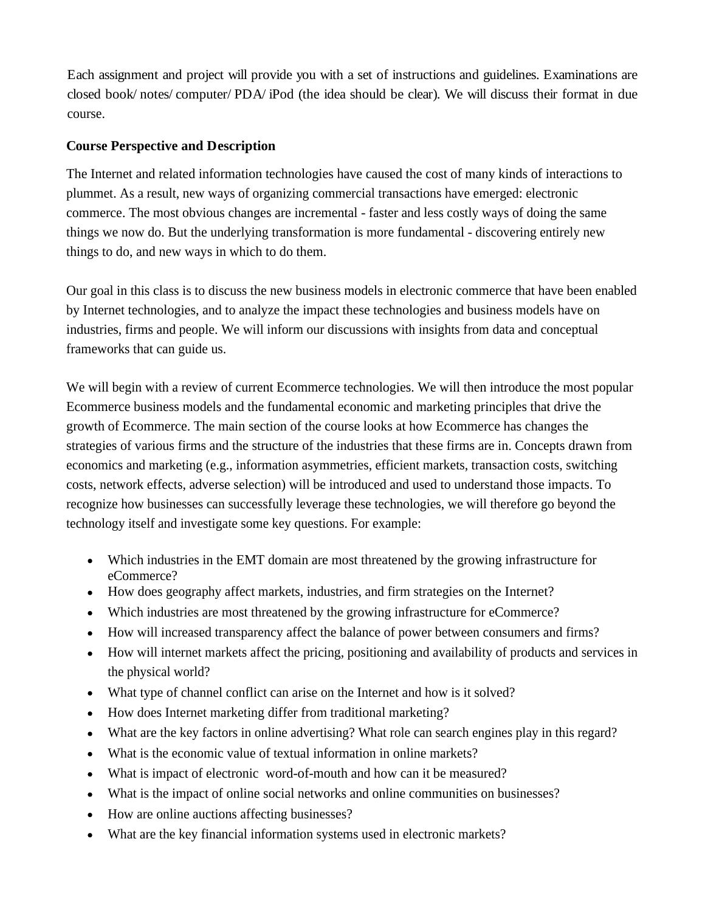Each assignment and project will provide you with a set of instructions and guidelines. Examinations are closed book/ notes/ computer/ PDA/ iPod (the idea should be clear). We will discuss their format in due course.

**Course Perspective and Description**

The Internet and related information technologies have caused the cost of many kinds of interactions to plummet. As a result, new ways of organizing commercial transactions have emerged: electronic commerce. The most obvious changes are incremental - faster and less costly ways of doing the same things we now do. But the underlying transformation is more fundamental - discovering entirely new things to do, and new ways in which to do them.

Our goal in this class is to discuss the new business models in electronic commerce that have been enabled by Internet technologies, and to analyze the impact these technologies and business models have on industries, firms and people. We will inform our discussions with insights from data and conceptual frameworks that can guide us.

We will begin with a review of current Ecommerce technologies. We will then introduce the most popular Ecommerce business models and the fundamental economic and marketing principles that drive the growth of Ecommerce. The main section of the course looks at how Ecommerce has changes the strategies of various firms and the structure of the industries that these firms are in. Concepts drawn from economics and marketing (e.g., information asymmetries, efficient markets, transaction costs, switching costs, network effects, adverse selection) will be introduced and used to understand those impacts. To recognize how businesses can successfully leverage these technologies, we will therefore go beyond the technology itself and investigate some key questions. For example:

- Which industries in the EMT domain are most threatened by the growing infrastructure for eCommerce?
- How does geography affect markets, industries, and firm strategies on the Internet?
- Which industries are most threatened by the growing infrastructure for eCommerce?
- How will increased transparency affect the balance of power between consumers and firms?
- How will internet markets affect the pricing, positioning and availability of products and services in the physical world?
- What type of channel conflict can arise on the Internet and how is it solved?
- How does Internet marketing differ from traditional marketing?
- What are the key factors in online advertising? What role can search engines play in this regard?
- What is the economic value of textual information in online markets?
- What is impact of electronic word-of-mouth and how can it be measured?
- What is the impact of online social networks and online communities on businesses?
- How are online auctions affecting businesses?
- What are the key financial information systems used in electronic markets?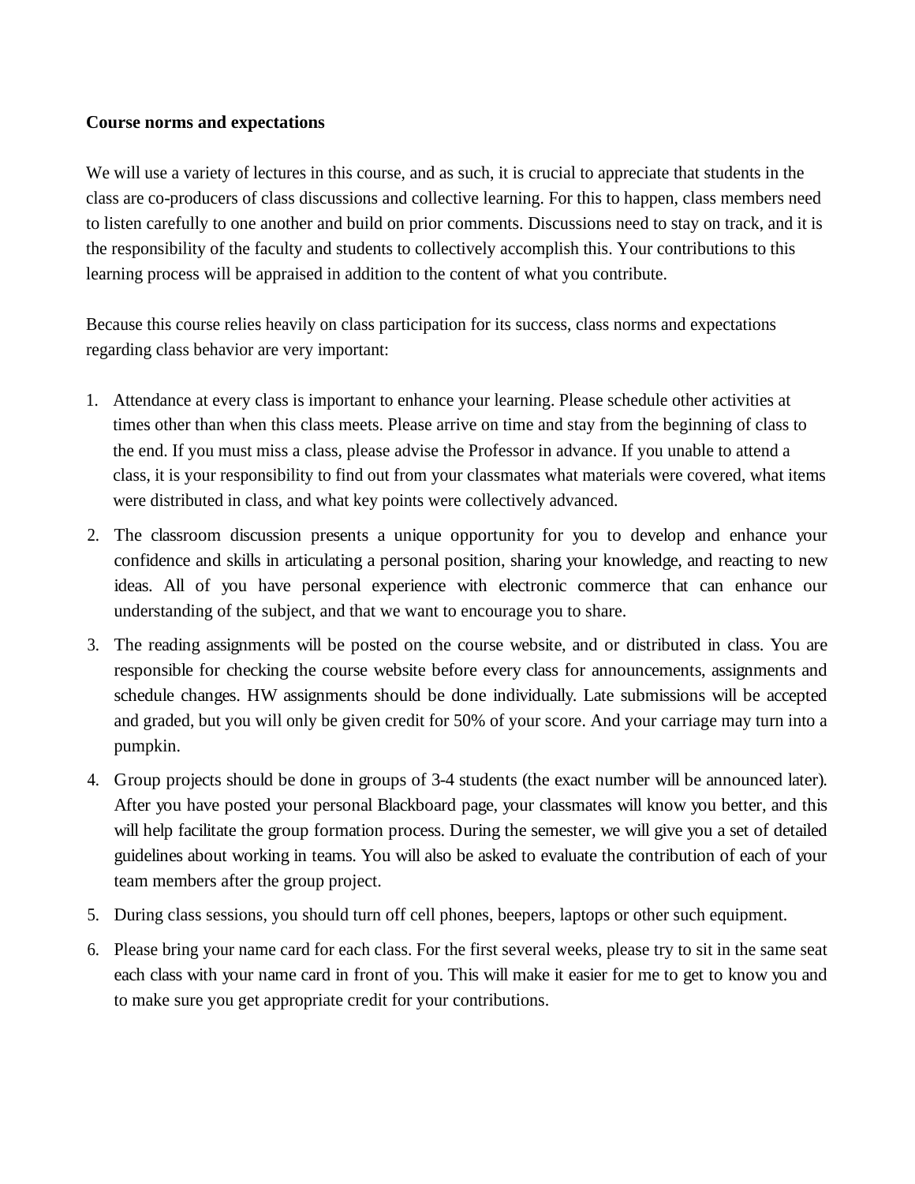**Course norms and expectations**

We will use a variety of lectures in this course, and as such, it is crucial to appreciate that students in the class are co-producers of class discussions and collective learning. For this to happen, class members need to listen carefully to one another and build on prior comments. Discussions need to stay on track, and it is the responsibility of the faculty and students to collectively accomplish this. Your contributions to this learning process will be appraised in addition to the content of what you contribute.

Because this course relies heavily on class participation for its success, class norms and expectations regarding class behavior are very important:

1. Attendance at every class is important to enhance your learning. Please schedule other activities at times other than when this class meets. Please arrive on time and stay from the beginning of class to the end. If you must miss a class, please advise the Professor in advance. If you unable to attend a class, it is your responsibility to find out from your classmates what materials were covered, what items were distributed in class, and what key points were collectively advanced.
2. The classroom discussion presents a unique opportunity for you to develop and enhance your confidence and skills in articulating a personal position, sharing your knowledge, and reacting to new ideas. All of you have personal experience with electronic commerce that can enhance our understanding of the subject, and that we want to encourage you to share.
3. The reading assignments will be posted on the course website, and or distributed in class. You are responsible for checking the course website before every class for announcements, assignments and schedule changes. HW assignments should be done individually. Late submissions will be accepted and graded, but you will only be given credit for 50% of your score. And your carriage may turn into a pumpkin.
4. Group projects should be done in groups of 3-4 students (the exact number will be announced later). After you have posted your personal Blackboard page, your classmates will know you better, and this will help facilitate the group formation process. During the semester, we will give you a set of detailed guidelines about working in teams. You will also be asked to evaluate the contribution of each of your team members after the group project.
5. During class sessions, you should turn off cell phones, beepers, laptops or other such equipment.
6. Please bring your name card for each class. For the first several weeks, please try to sit in the same seat each class with your name card in front of you. This will make it easier for me to get to know you and to make sure you get appropriate credit for your contributions.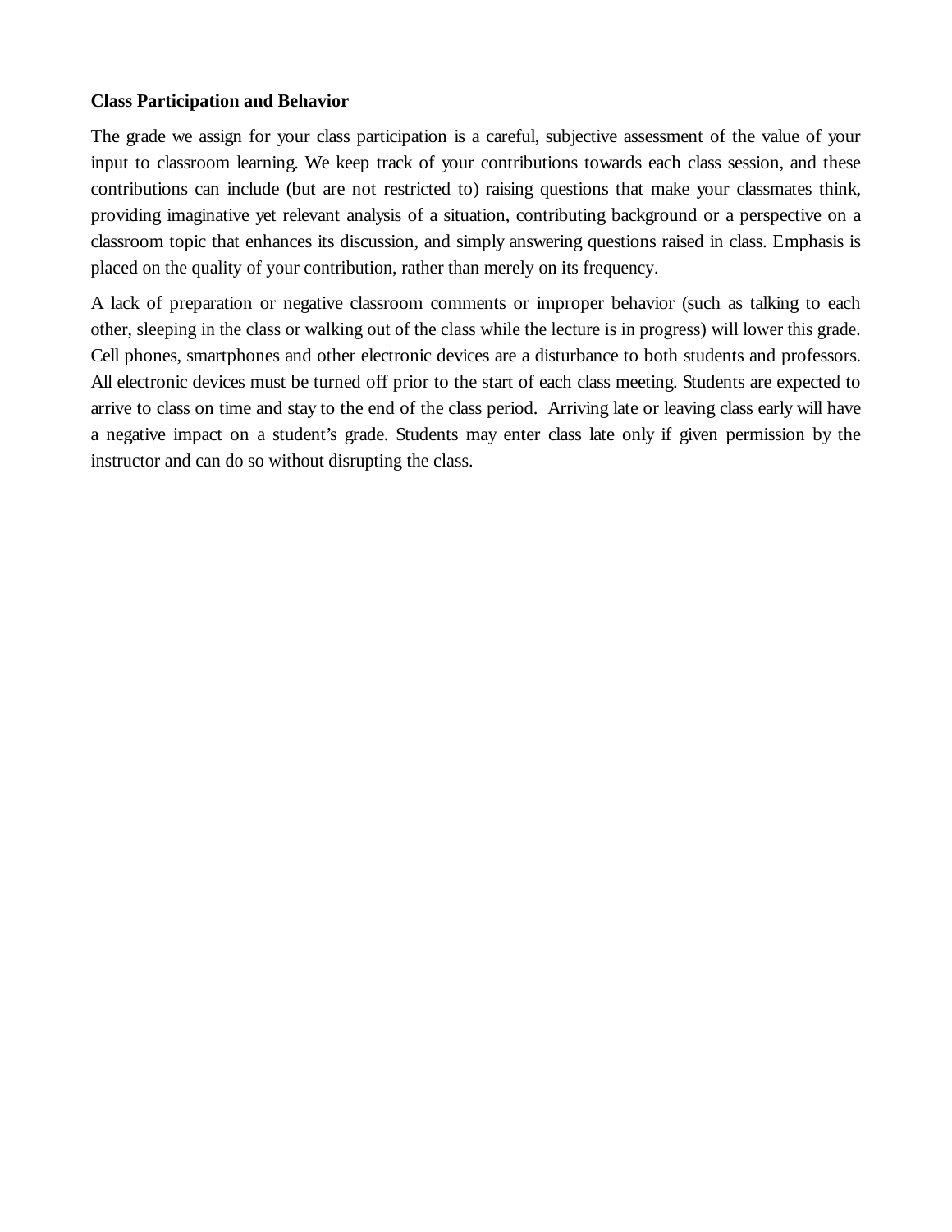**Class Participation and Behavior**

The grade we assign for your class participation is a careful, subjective assessment of the value of your input to classroom learning. We keep track of your contributions towards each class session, and these contributions can include (but are not restricted to) raising questions that make your classmates think, providing imaginative yet relevant analysis of a situation, contributing background or a perspective on a classroom topic that enhances its discussion, and simply answering questions raised in class. Emphasis is placed on the quality of your contribution, rather than merely on its frequency.

A lack of preparation or negative classroom comments or improper behavior (such as talking to each other, sleeping in the class or walking out of the class while the lecture is in progress) will lower this grade. Cell phones, smartphones and other electronic devices are a disturbance to both students and professors. All electronic devices must be turned off prior to the start of each class meeting. Students are expected to arrive to class on time and stay to the end of the class period. Arriving late or leaving class early will have a negative impact on a student's grade. Students may enter class late only if given permission by the instructor and can do so without disrupting the class.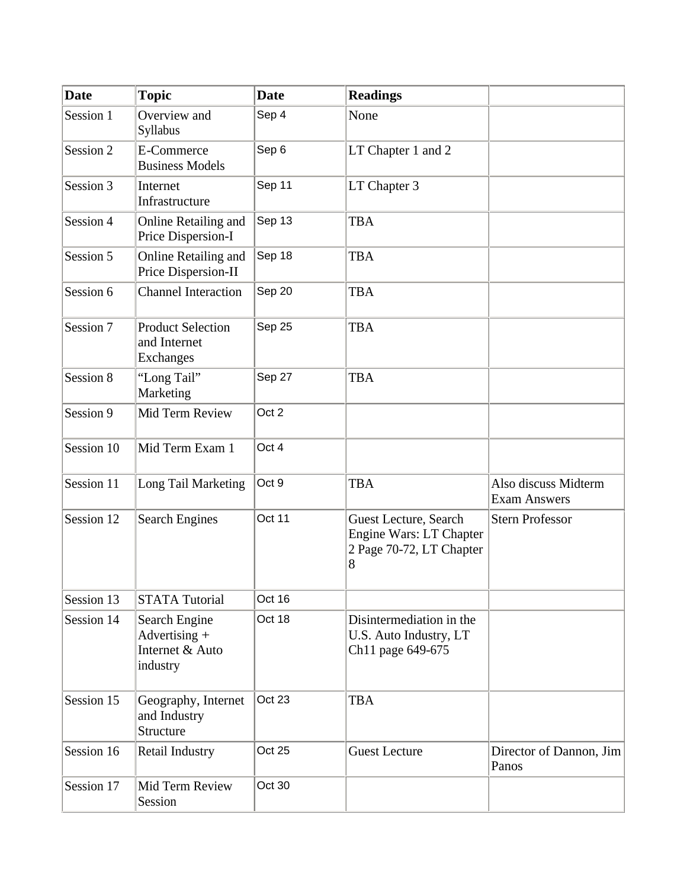| Date | Topic | Date | Readings | |
|---|---|---|---|---|
| Session 1 | Overview and Syllabus | Sep 4 | None | |
| Session 2 | E-Commerce Business Models | Sep 6 | LT Chapter 1 and 2 | |
| Session 3 | Internet Infrastructure | Sep 11 | LT Chapter 3 | |
| Session 4 | Online Retailing and Price Dispersion-I | Sep 13 | TBA | |
| Session 5 | Online Retailing and Price Dispersion-II | Sep 18 | TBA | |
| Session 6 | Channel Interaction | Sep 20 | TBA | |
| Session 7 | Product Selection and Internet Exchanges | Sep 25 | TBA | |
| Session 8 | "Long Tail" Marketing | Sep 27 | TBA | |
| Session 9 | Mid Term Review | Oct 2 | | |
| Session 10 | Mid Term Exam 1 | Oct 4 | | |
| Session 11 | Long Tail Marketing | Oct 9 | TBA | Also discuss Midterm Exam Answers |
| Session 12 | Search Engines | Oct 11 | Guest Lecture, Search Engine Wars: LT Chapter 2 Page 70-72, LT Chapter 8 | Stern Professor |
| Session 13 | STATA Tutorial | Oct 16 | | |
| Session 14 | Search Engine Advertising + Internet & Auto industry | Oct 18 | Disintermediation in the U.S. Auto Industry, LT Ch11 page 649-675 | |
| Session 15 | Geography, Internet and Industry Structure | Oct 23 | TBA | |
| Session 16 | Retail Industry | Oct 25 | Guest Lecture | Director of Dannon, Jim Panos |
| Session 17 | Mid Term Review Session | Oct 30 | | |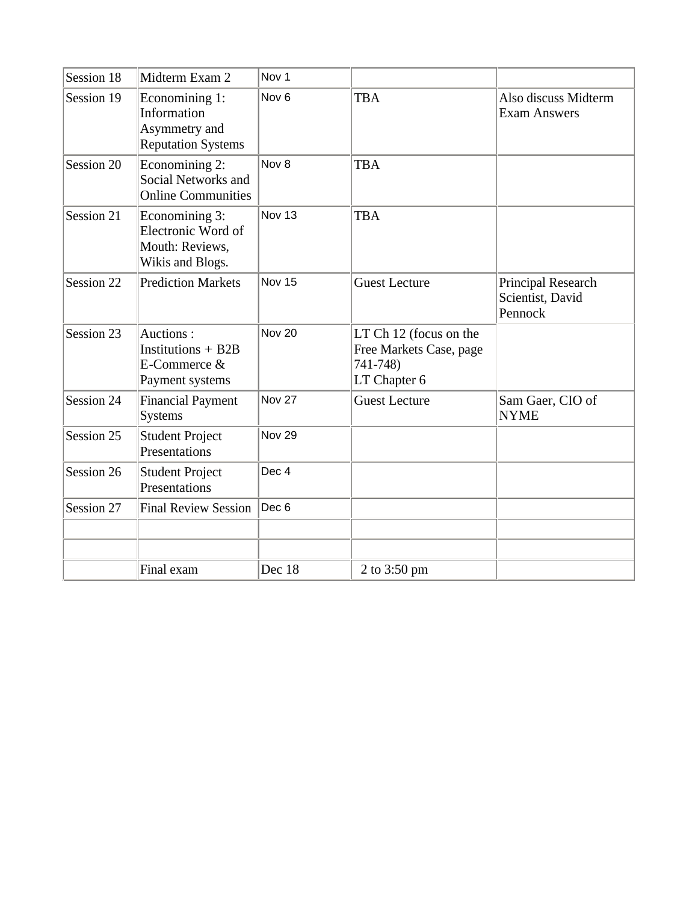| | | | | |
|---|---|---|---|---|
| Session 18 | Midterm Exam 2 | Nov 1 | | |
| Session 19 | Economining 1: Information Asymmetry and Reputation Systems | Nov 6 | TBA | Also discuss Midterm Exam Answers |
| Session 20 | Economining 2: Social Networks and Online Communities | Nov 8 | TBA | |
| Session 21 | Economining 3: Electronic Word of Mouth: Reviews, Wikis and Blogs. | Nov 13 | TBA | |
| Session 22 | Prediction Markets | Nov 15 | Guest Lecture | Principal Research Scientist, David Pennock |
| Session 23 | Auctions : Institutions + B2B E-Commerce & Payment systems | Nov 20 | LT Ch 12 (focus on the Free Markets Case, page 741-748)<br>LT Chapter 6 | |
| Session 24 | Financial Payment Systems | Nov 27 | Guest Lecture | Sam Gaer, CIO of NYME |
| Session 25 | Student Project Presentations | Nov 29 | | |
| Session 26 | Student Project Presentations | Dec 4 | | |
| Session 27 | Final Review Session | Dec 6 | | |
| | | | | |
| | | | | |
| | Final exam | Dec 18 | 2 to 3:50 pm | |